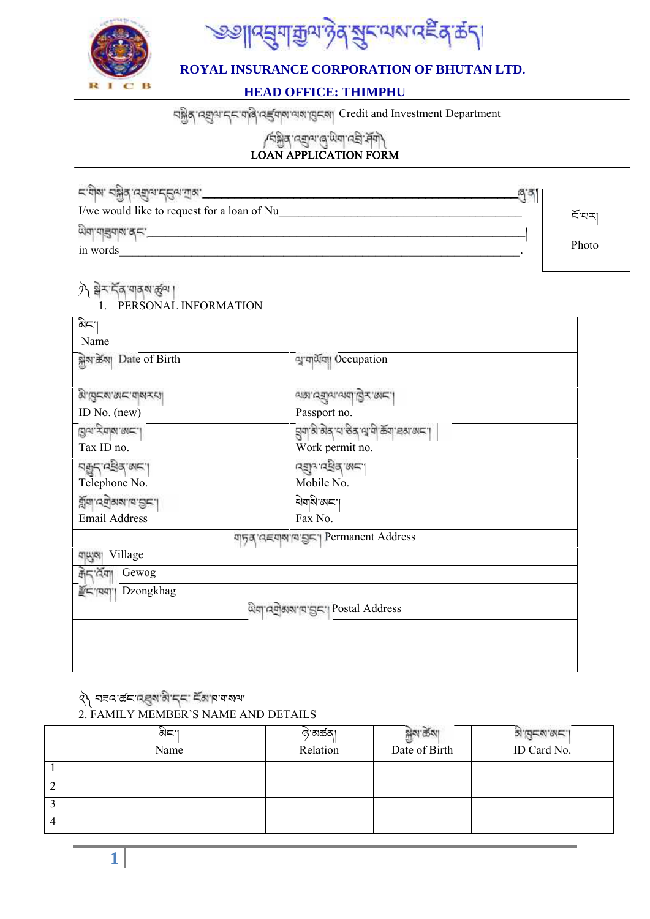# ༄༅།།འབྲུག་རྒྱལ་ཉེན་སྲུང་ལས་འཛིན་ཚད།

## ROYAL INSURANCE CORPORATION OF BHUTAN LTD.

## HEAD OFFICE: THIMPHU

བསྐྱིན་འགྲུལ་དང་གཞི་འཛུགས་ལས་ཁུངས། Credit and Investment Department

/བསྐྱིན་འགྲུལ་ཞུ་ཡིག་འབྲི་ཤོག\
**LOAN APPLICATION FORM**

ང་གིས་ བསྐྱིན་འགྲུལ་དངུལ་ཀྲམ་______________________________________ཞུ་ན།
I/we would like to request for a loan of Nu______________________________________

ཡིག་གཟུགས་ནང་________________________________________________________________།
in words________________________________________________________________.

| ངོ་པར། Photo |
|---|

༡༽ སྒེར་དོན་གནས་ཚུལ།
1. PERSONAL INFORMATION

| མིང་། Name | | | |
|---|---|---|---|
| སྐྱེས་ཚེས། Date of Birth | | ལཱ་གཡོག། Occupation | |
| མི་ཁུངས་ཨང་གསརཔ། ID No. (new) | | ལམ་འགྲུལ་ལག་ཁྱེར་ཨང་། Passport no. | |
| ཁྲལ་རིགས་ཨང་། Tax ID no. | | ཕྱག་མི་མེན་པ་ཅིན་ལཱ་གི་ཆོག་ཐམ་ཨང་། Work permit no. | |
| བརྒྱུད་འཕྲིན་ཨང་། Telephone No. | | འགྲུལ་འཕྲིན་ཨང་། Mobile No. | |
| གློག་འགྲེམས་ཁ་བྱང་། Email Address | | ཕེགསི་ཨང་། Fax No. | |
| གཏན་འཛུགས་ཁ་བྱང་། Permanent Address | | | |
| གཡུས། Village | | | |
| རྒེད་འོག། Gewog | | | |
| རྫོང་ཁག། Dzongkhag | | | |
| ཡིག་འགྲེམས་ཁ་བྱང་། Postal Address | | | |
| | | | |

༢༽ བཟའ་ཚང་འཐུས་མི་དང་ ངོས་ཁ་གསལ།
2. FAMILY MEMBER'S NAME AND DETAILS

| | མིང་། Name | ཉེ་མཚན། Relation | སྐྱེས་ཚེས། Date of Birth | མི་ཁུངས་ཨང་། ID Card No. |
|---|---|---|---|---|
| 1 | | | | |
| 2 | | | | |
| 3 | | | | |
| 4 | | | | |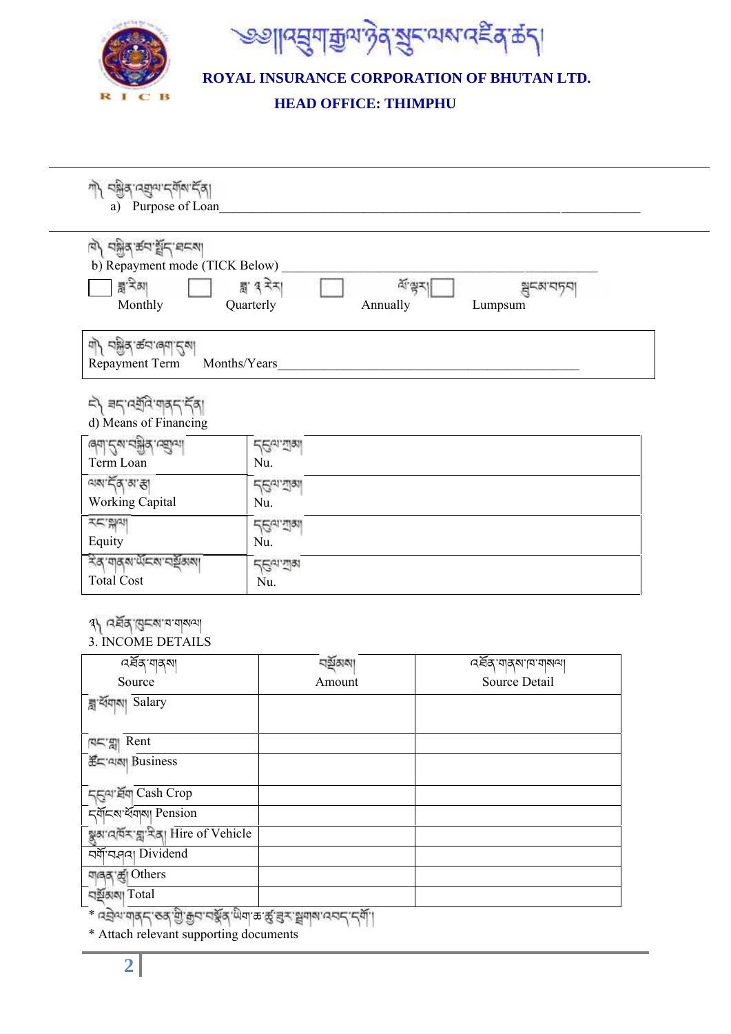# ༄༅།།འབྲུག་རྒྱལ་ཉེན་སྲུང་ལས་འཛིན་ཚད།

**ROYAL INSURANCE CORPORATION OF BHUTAN LTD.**

**HEAD OFFICE: THIMPHU**

---

ཀ༽ བསྐྱིན་འབྲུལ་དགོས་དོན།
a) Purpose of Loan_______________________________________________________________

---

ཁ༽ བསྐྱིན་ཚབ་སྤྲོད་ཐངས།
b) Repayment mode (TICK Below) _______________________________________________

☐ ཟླ་རིམ། Monthly ☐ ཟླ་ ༣ རེར། Quarterly ☐ ལོ་ལྟར། Annually ☐ སྤྱངས་བཏབ། Lumpsum

ག༽ བསྐྱིན་ཚབ་ཞག་དུས།
Repayment Term Months/Years___________________________________________

ང༽ ཟད་འགྲོའི་གནད་དོན།
d) Means of Financing

| | |
|---|---|
| ཞག་དུས་བསྐྱིན་འགྲུལ། Term Loan | དངུལ་ཀྲམ། Nu. |
| ལས་དོན་མ་རྩ། Working Capital | དངུལ་ཀྲམ། Nu. |
| རང་སྐལ། Equity | དངུལ་ཀྲམ། Nu. |
| རིན་གནས་ཡོངས་བསྡོམས། Total Cost | དངུལ་ཀྲམ Nu. |

༣༽ འཐོན་ཁུངས་ཁ་གསལ།
3. INCOME DETAILS

| འཐོན་གནས། Source | བསྡོམས། Amount | འཐོན་གནས་ཁ་གསལ། Source Detail |
|---|---|---|
| ཟླ་ཕོགས། Salary | | |
| ཁང་གླ། Rent | | |
| ཚོང་ལས། Business | | |
| དངུལ་ཐོག Cash Crop | | |
| དགོངས་ཕོགས། Pension | | |
| སྣུམ་འཁོར་གླ་རིན། Hire of Vehicle | | |
| བགོ་བཤའ། Dividend | | |
| གཞན་ཚུ། Others | | |
| བསྡོམས། Total | | |

\* འབྲེལ་གནད་ཅན་གྱི་རྒྱབ་སྐྱོན་ཡིག་ཆ་ཚུ་ཟུར་སྦྲགས་འབད་དགོ།

\* Attach relevant supporting documents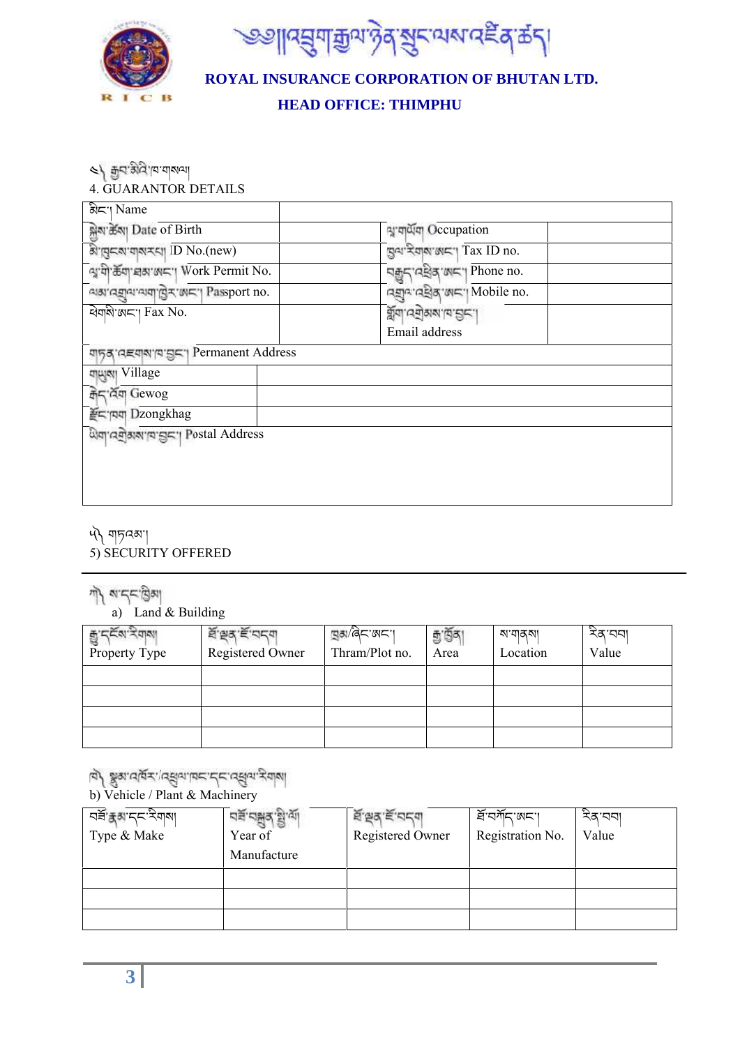# ༄༅།།འབྲུག་རྒྱལ་ཉེན་སྲུང་ལས་འཛིན་ཚད།

## ROYAL INSURANCE CORPORATION OF BHUTAN LTD.

## HEAD OFFICE: THIMPHU

༤། རྒྱབ་མིའི་ཁ་གསལ།

4. GUARANTOR DETAILS

| མིང་། Name | | | |
|---|---|---|---|
| སྐྱེས་ཚེས། Date of Birth | | ལཱ་གཡོག Occupation | |
| མི་ཁུངས་གསར་པ། ID No.(new) | | ཁྲལ་རིགས་ཨང་། Tax ID no. | |
| ལཱ་གི་ཆོག་ཐམ་ཨང་། Work Permit No. | | བརྒྱུད་འཕྲིན་ཨང་། Phone no. | |
| ལམ་འགྲུལ་ལག་ཁྱེར་ཨང་། Passport no. | | འགྲུལ་འཕྲིན་ཨང་། Mobile no. | |
| ཐོགས་ཨང་། Fax No. | | གློག་འཕྲིན་ཁ་བྱང་། Email address | |

| གཏན་འཇགས་ཁ་བྱང་། Permanent Address | |
|---|---|
| གཡུས། Village | |
| རྒེད་འོག Gewog | |
| རྫོང་ཁག Dzongkhag | |
| ཡིག་འགྲེམས་ཁ་བྱང་། Postal Address | |

༥། གཏའམ་།

5) SECURITY OFFERED

ཀ། ས་དང་ཁྱིམ།

a) Land & Building

| རྒྱ་དངོས་རིགས། Property Type | ཇོ་བདག་ཐོ་བཀོད། Registered Owner | ཐམ/ཞིང་ཨང་། Thram/Plot no. | རྒྱ་ཚད། Area | ས་གནས། Location | རིན་བབ། Value |
|---|---|---|---|---|---|
| | | | | | |
| | | | | | |
| | | | | | |
| | | | | | |

ཁ། སྣུམ་འཁོར་/འཕྲུལ་ཁང་དང་འཕྲུལ་རིགས།

b) Vehicle / Plant & Machinery

| བཟོ་རྣམ་དང་རིགས། Type & Make | བཟོ་བསྐྲུན་སྤྱི་ལོ། Year of Manufacture | ཇོ་བདག་ཐོ་བཀོད། Registered Owner | ཐོ་བཀོད་ཨང་། Registration No. | རིན་བབ། Value |
|---|---|---|---|---|
| | | | | |
| | | | | |
| | | | | |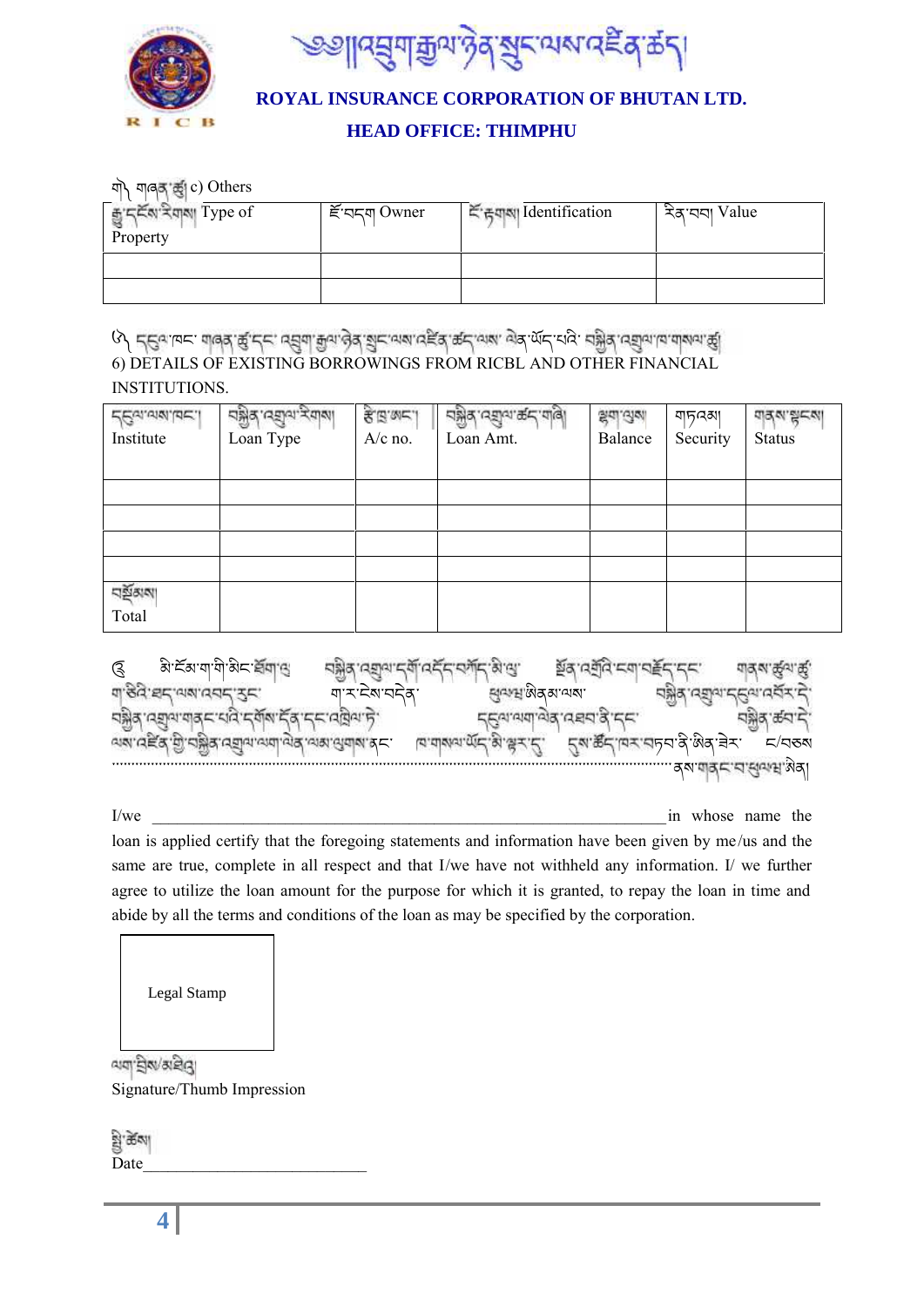# ཨཱཿ།།འབྲུག་རྒྱལ་ཉེན་སྲུང་ལས་འཛིན་ཚད།

## ROYAL INSURANCE CORPORATION OF BHUTAN LTD.

## HEAD OFFICE: THIMPHU

ག༽ གཞན་ཚུ། c) Others

| རྒྱ་དངོས་རིགས། Type of Property | ཇོ་བདག Owner | ངོ་རྟགས། Identification | རིན་བབ། Value |
|---|---|---|---|
| | | | |
| | | | |

༦༽ དངུལ་ཁང་ གཞན་ཚུ་དང་ འབྲུག་རྒྱལ་ཉེན་སྲུང་ལས་འཛིན་ཚད་ལས་ ལེན་ཡོད་པའི་ བསྙིན་འགྲུལ་ལ་གསལ་ཚུ།
6) DETAILS OF EXISTING BORROWINGS FROM RICBL AND OTHER FINANCIAL INSTITUTIONS.

| དངུལ་ལས་ཁང་། Institute | བསྙིན་འགྲུལ་རིགས། Loan Type | རྩིས་ཐོ་ཨང་། A/c no. | བསྙིན་འགྲུལ་ཚད་གཞི། Loan Amt. | ལྷག་ལུས། Balance | གཏའ་མ། Security | གནས་སྟངས། Status |
|---|---|---|---|---|---|---|
| | | | | | | |
| | | | | | | |
| | | | | | | |
| | | | | | | |
| བསྡོམས། Total | | | | | | |

༧ མི་ངོམ་ག་གི་མིང་ཐོག་ལུ་ བསྙིན་འགྲུལ་དགོ་འདོད་པོད་མི་ལུ་ ཐོན་འགྲོའི་དག་བཀོད་དང་ གནས་ཚུལ་ཚུ་ ག་ཅིའི་ཐད་ལས་འབད་དུང་ ག་ར་ངེས་བདེན་ ཕྱལ་ཕྱ་མིན་མ་ལས་ བསྙིན་འགྲུལ་དངུལ་འཐོར་དེ་ བསྙིན་འགྲུལ་གནང་བའི་དགོས་དོན་དང་འཁྲིལ་ཏེ་ དངུལ་ལག་ལེན་འཐབ་ནི་དང་ བསྙིན་ཚད་དེ་ ལས་འཛིན་གྱི་བསྙིན་འགྲུལ་ལག་ལེན་ལམ་ལུགས་ནང་ ཁ་གསལ་ཡོད་མི་ལྟར་དུ་ དུས་ཚོད་ཁར་བཏབ་ནི་ཨིན་ཟེར་ ང་/བཅས .......................................................................................................................................................... ནས་གནང་བ་ཕུལ་ཨིན།

I/we ______________________________________________ in whose name the loan is applied certify that the foregoing statements and information have been given by me/us and the same are true, complete in all respect and that I/we have not withheld any information. I/ we further agree to utilize the loan amount for the purpose for which it is granted, to repay the loan in time and abide by all the terms and conditions of the loan as may be specified by the corporation.

Legal Stamp

ལག་རྟགས/མཐེབ།
Signature/Thumb Impression

ཚེས་གྲངས།
Date___________________________